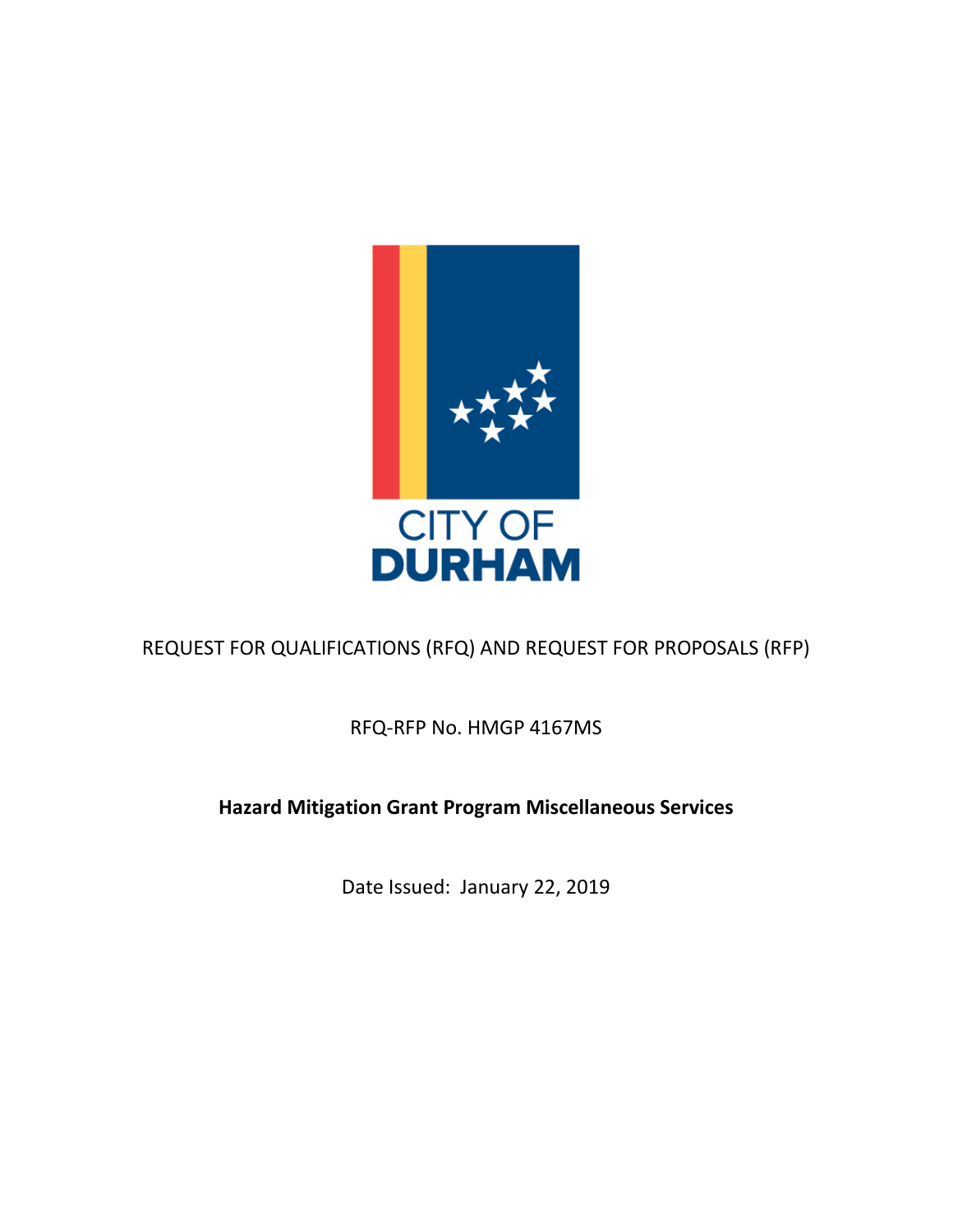CITY OF
DURHAM

REQUEST FOR QUALIFICATIONS (RFQ) AND REQUEST FOR PROPOSALS (RFP)

RFQ-RFP No. HMGP 4167MS

**Hazard Mitigation Grant Program Miscellaneous Services**

Date Issued: January 22, 2019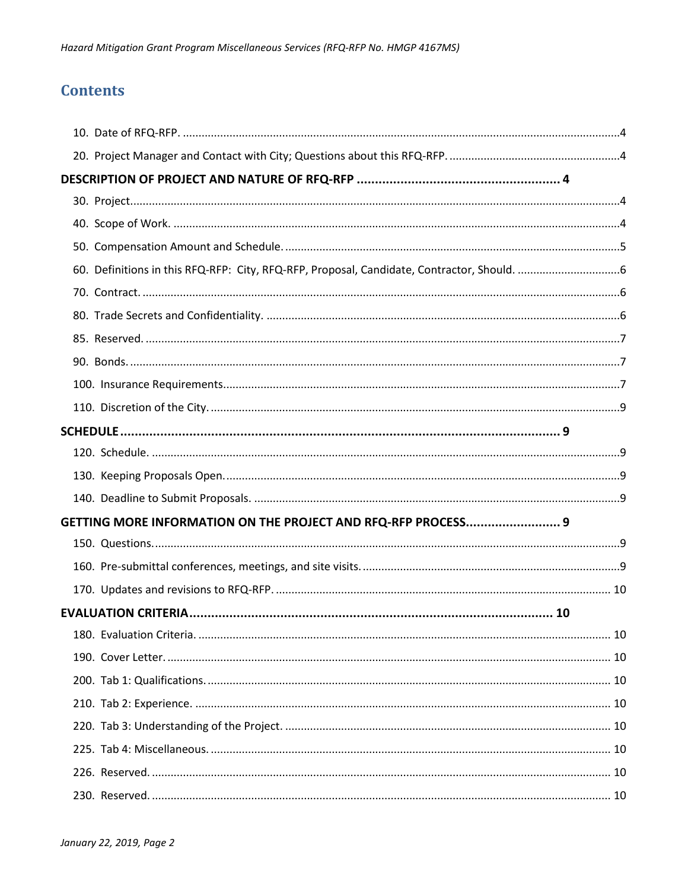## Contents

10. Date of RFQ-RFP. ....................................................................................................................................4

20. Project Manager and Contact with City; Questions about this RFQ-RFP. .......................................................4

**DESCRIPTION OF PROJECT AND NATURE OF RFQ-RFP ........................................................ 4**

30. Project......................................................................................................................................................4

40. Scope of Work. .........................................................................................................................................4

50. Compensation Amount and Schedule. ..........................................................................................................5

60. Definitions in this RFQ-RFP: City, RFQ-RFP, Proposal, Candidate, Contractor, Should. .................................6

70. Contract. ...................................................................................................................................................6

80. Trade Secrets and Confidentiality. ................................................................................................................6

85. Reserved. ..................................................................................................................................................7

90. Bonds. ......................................................................................................................................................7

100. Insurance Requirements..............................................................................................................................7

110. Discretion of the City. .................................................................................................................................9

**SCHEDULE ........................................................................................................................ 9**

120. Schedule. ...................................................................................................................................................9

130. Keeping Proposals Open. .............................................................................................................................9

140. Deadline to Submit Proposals. ......................................................................................................................9

**GETTING MORE INFORMATION ON THE PROJECT AND RFQ-RFP PROCESS......................... 9**

150. Questions. ...................................................................................................................................................9

160. Pre-submittal conferences, meetings, and site visits. ......................................................................................9

170. Updates and revisions to RFQ-RFP. ............................................................................................................ 10

**EVALUATION CRITERIA ................................................................................................... 10**

180. Evaluation Criteria. .................................................................................................................................... 10

190. Cover Letter. ............................................................................................................................................. 10

200. Tab 1: Qualifications. ................................................................................................................................. 10

210. Tab 2: Experience. ..................................................................................................................................... 10

220. Tab 3: Understanding of the Project. ........................................................................................................... 10

225. Tab 4: Miscellaneous. ................................................................................................................................. 10

226. Reserved. .................................................................................................................................................. 10

230. Reserved. .................................................................................................................................................. 10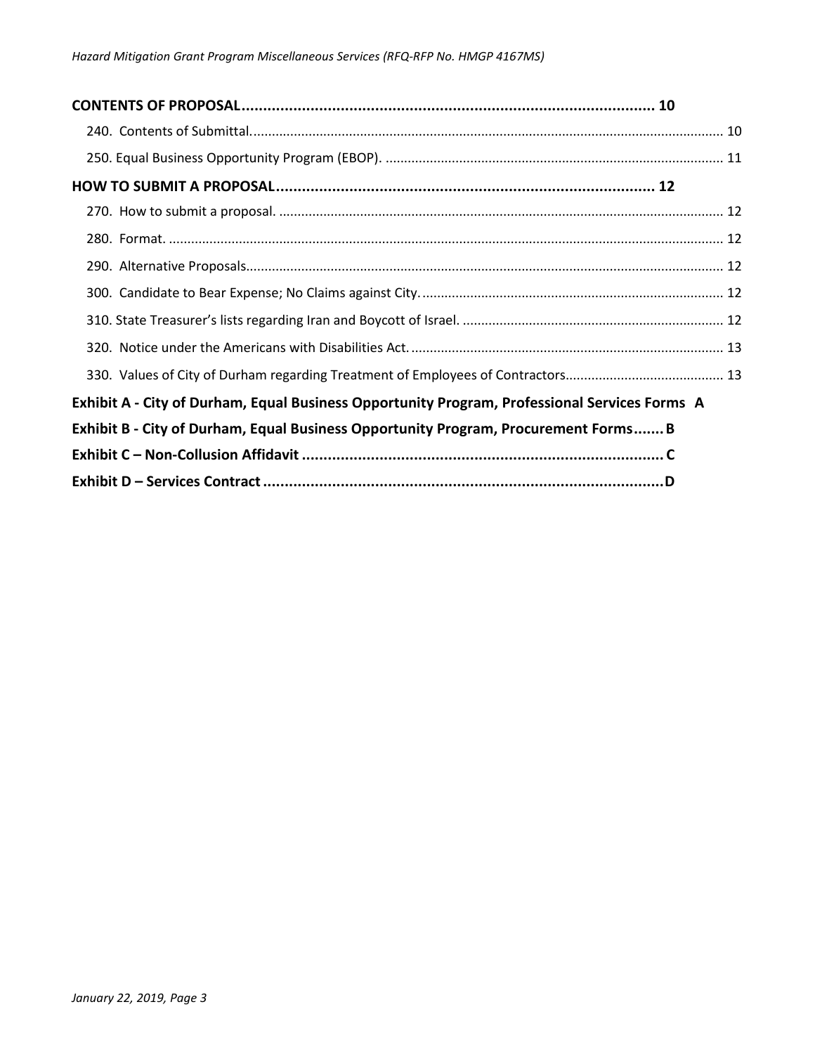**CONTENTS OF PROPOSAL** ........................................................................................ 10

240. Contents of Submittal. ........................................................................................ 10

250. Equal Business Opportunity Program (EBOP). ........................................................................................ 11

**HOW TO SUBMIT A PROPOSAL** ........................................................................................ 12

270. How to submit a proposal. ........................................................................................ 12

280. Format. ........................................................................................ 12

290. Alternative Proposals ........................................................................................ 12

300. Candidate to Bear Expense; No Claims against City. ........................................................................................ 12

310. State Treasurer's lists regarding Iran and Boycott of Israel. ........................................................................................ 12

320. Notice under the Americans with Disabilities Act. ........................................................................................ 13

330. Values of City of Durham regarding Treatment of Employees of Contractors ........................................................................................ 13

**Exhibit A - City of Durham, Equal Business Opportunity Program, Professional Services Forms A**

**Exhibit B - City of Durham, Equal Business Opportunity Program, Procurement Forms ....... B**

**Exhibit C – Non-Collusion Affidavit ........................................................................................ C**

**Exhibit D – Services Contract ........................................................................................ D**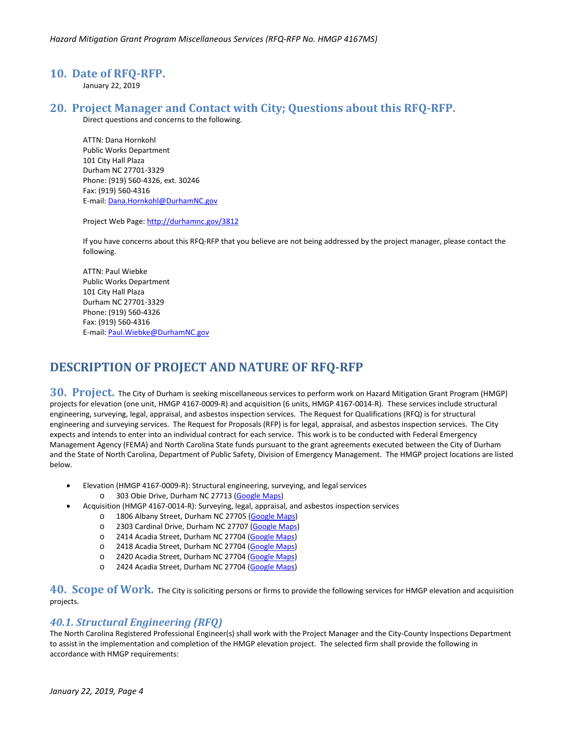## 10. Date of RFQ-RFP.

January 22, 2019

## 20. Project Manager and Contact with City; Questions about this RFQ-RFP.

Direct questions and concerns to the following.

ATTN: Dana Hornkohl
Public Works Department
101 City Hall Plaza
Durham NC 27701-3329
Phone: (919) 560-4326, ext. 30246
Fax: (919) 560-4316
E-mail: Dana.Hornkohl@DurhamNC.gov

Project Web Page: http://durhamnc.gov/3812

If you have concerns about this RFQ-RFP that you believe are not being addressed by the project manager, please contact the following.

ATTN: Paul Wiebke
Public Works Department
101 City Hall Plaza
Durham NC 27701-3329
Phone: (919) 560-4326
Fax: (919) 560-4316
E-mail: Paul.Wiebke@DurhamNC.gov

# DESCRIPTION OF PROJECT AND NATURE OF RFQ-RFP

## 30. Project.

The City of Durham is seeking miscellaneous services to perform work on Hazard Mitigation Grant Program (HMGP) projects for elevation (one unit, HMGP 4167-0009-R) and acquisition (6 units, HMGP 4167-0014-R). These services include structural engineering, surveying, legal, appraisal, and asbestos inspection services. The Request for Qualifications (RFQ) is for structural engineering and surveying services. The Request for Proposals (RFP) is for legal, appraisal, and asbestos inspection services. The City expects and intends to enter into an individual contract for each service. This work is to be conducted with Federal Emergency Management Agency (FEMA) and North Carolina State funds pursuant to the grant agreements executed between the City of Durham and the State of North Carolina, Department of Public Safety, Division of Emergency Management. The HMGP project locations are listed below.

- Elevation (HMGP 4167-0009-R): Structural engineering, surveying, and legal services
  - 303 Obie Drive, Durham NC 27713 (Google Maps)
- Acquisition (HMGP 4167-0014-R): Surveying, legal, appraisal, and asbestos inspection services
  - 1806 Albany Street, Durham NC 27705 (Google Maps)
  - 2303 Cardinal Drive, Durham NC 27707 (Google Maps)
  - 2414 Acadia Street, Durham NC 27704 (Google Maps)
  - 2418 Acadia Street, Durham NC 27704 (Google Maps)
  - 2420 Acadia Street, Durham NC 27704 (Google Maps)
  - 2424 Acadia Street, Durham NC 27704 (Google Maps)

## 40. Scope of Work.

The City is soliciting persons or firms to provide the following services for HMGP elevation and acquisition projects.

### *40.1. Structural Engineering (RFQ)*

The North Carolina Registered Professional Engineer(s) shall work with the Project Manager and the City-County Inspections Department to assist in the implementation and completion of the HMGP elevation project. The selected firm shall provide the following in accordance with HMGP requirements: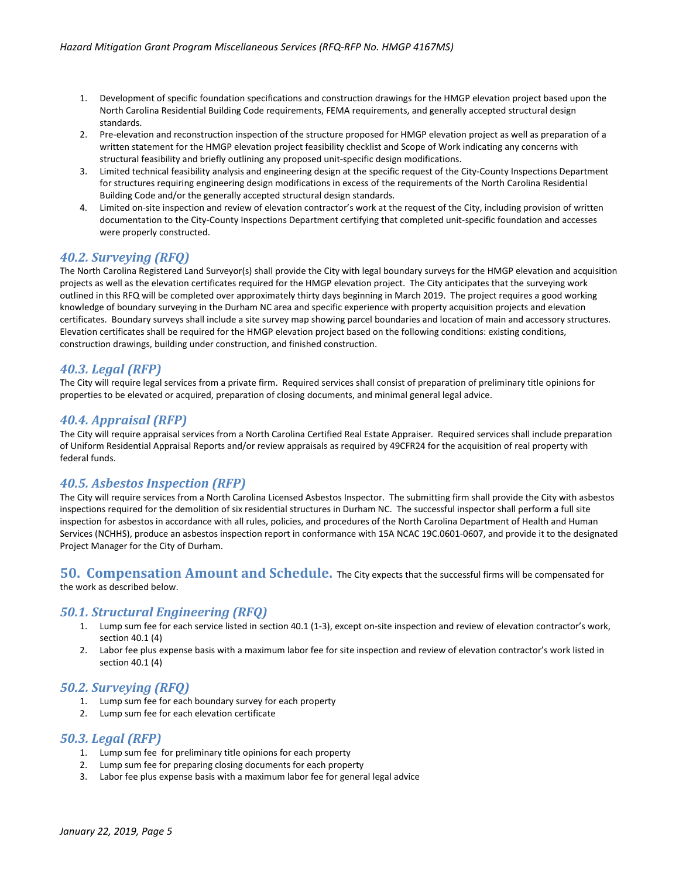1. Development of specific foundation specifications and construction drawings for the HMGP elevation project based upon the North Carolina Residential Building Code requirements, FEMA requirements, and generally accepted structural design standards.
2. Pre-elevation and reconstruction inspection of the structure proposed for HMGP elevation project as well as preparation of a written statement for the HMGP elevation project feasibility checklist and Scope of Work indicating any concerns with structural feasibility and briefly outlining any proposed unit-specific design modifications.
3. Limited technical feasibility analysis and engineering design at the specific request of the City-County Inspections Department for structures requiring engineering design modifications in excess of the requirements of the North Carolina Residential Building Code and/or the generally accepted structural design standards.
4. Limited on-site inspection and review of elevation contractor's work at the request of the City, including provision of written documentation to the City-County Inspections Department certifying that completed unit-specific foundation and accesses were properly constructed.

### *40.2. Surveying (RFQ)*

The North Carolina Registered Land Surveyor(s) shall provide the City with legal boundary surveys for the HMGP elevation and acquisition projects as well as the elevation certificates required for the HMGP elevation project. The City anticipates that the surveying work outlined in this RFQ will be completed over approximately thirty days beginning in March 2019. The project requires a good working knowledge of boundary surveying in the Durham NC area and specific experience with property acquisition projects and elevation certificates. Boundary surveys shall include a site survey map showing parcel boundaries and location of main and accessory structures. Elevation certificates shall be required for the HMGP elevation project based on the following conditions: existing conditions, construction drawings, building under construction, and finished construction.

### *40.3. Legal (RFP)*

The City will require legal services from a private firm. Required services shall consist of preparation of preliminary title opinions for properties to be elevated or acquired, preparation of closing documents, and minimal general legal advice.

### *40.4. Appraisal (RFP)*

The City will require appraisal services from a North Carolina Certified Real Estate Appraiser. Required services shall include preparation of Uniform Residential Appraisal Reports and/or review appraisals as required by 49CFR24 for the acquisition of real property with federal funds.

### *40.5. Asbestos Inspection (RFP)*

The City will require services from a North Carolina Licensed Asbestos Inspector. The submitting firm shall provide the City with asbestos inspections required for the demolition of six residential structures in Durham NC. The successful inspector shall perform a full site inspection for asbestos in accordance with all rules, policies, and procedures of the North Carolina Department of Health and Human Services (NCHHS), produce an asbestos inspection report in conformance with 15A NCAC 19C.0601-0607, and provide it to the designated Project Manager for the City of Durham.

## 50. Compensation Amount and Schedule.

The City expects that the successful firms will be compensated for the work as described below.

### *50.1. Structural Engineering (RFQ)*

1. Lump sum fee for each service listed in section 40.1 (1-3), except on-site inspection and review of elevation contractor's work, section 40.1 (4)
2. Labor fee plus expense basis with a maximum labor fee for site inspection and review of elevation contractor's work listed in section 40.1 (4)

### *50.2. Surveying (RFQ)*

1. Lump sum fee for each boundary survey for each property
2. Lump sum fee for each elevation certificate

### *50.3. Legal (RFP)*

1. Lump sum fee for preliminary title opinions for each property
2. Lump sum fee for preparing closing documents for each property
3. Labor fee plus expense basis with a maximum labor fee for general legal advice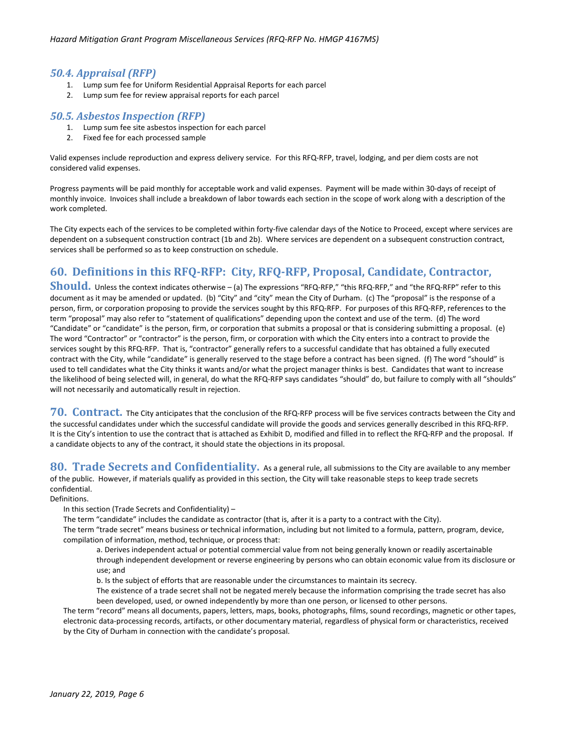### *50.4. Appraisal (RFP)*

1. Lump sum fee for Uniform Residential Appraisal Reports for each parcel
2. Lump sum fee for review appraisal reports for each parcel

### *50.5. Asbestos Inspection (RFP)*

1. Lump sum fee site asbestos inspection for each parcel
2. Fixed fee for each processed sample

Valid expenses include reproduction and express delivery service. For this RFQ-RFP, travel, lodging, and per diem costs are not considered valid expenses.

Progress payments will be paid monthly for acceptable work and valid expenses. Payment will be made within 30-days of receipt of monthly invoice. Invoices shall include a breakdown of labor towards each section in the scope of work along with a description of the work completed.

The City expects each of the services to be completed within forty-five calendar days of the Notice to Proceed, except where services are dependent on a subsequent construction contract (1b and 2b). Where services are dependent on a subsequent construction contract, services shall be performed so as to keep construction on schedule.

## 60. Definitions in this RFQ-RFP: City, RFQ-RFP, Proposal, Candidate, Contractor, Should.

Unless the context indicates otherwise – (a) The expressions "RFQ-RFP," "this RFQ-RFP," and "the RFQ-RFP" refer to this document as it may be amended or updated. (b) "City" and "city" mean the City of Durham. (c) The "proposal" is the response of a person, firm, or corporation proposing to provide the services sought by this RFQ-RFP. For purposes of this RFQ-RFP, references to the term "proposal" may also refer to "statement of qualifications" depending upon the context and use of the term. (d) The word "Candidate" or "candidate" is the person, firm, or corporation that submits a proposal or that is considering submitting a proposal. (e) The word "Contractor" or "contractor" is the person, firm, or corporation with which the City enters into a contract to provide the services sought by this RFQ-RFP. That is, "contractor" generally refers to a successful candidate that has obtained a fully executed contract with the City, while "candidate" is generally reserved to the stage before a contract has been signed. (f) The word "should" is used to tell candidates what the City thinks it wants and/or what the project manager thinks is best. Candidates that want to increase the likelihood of being selected will, in general, do what the RFQ-RFP says candidates "should" do, but failure to comply with all "shoulds" will not necessarily and automatically result in rejection.

## 70. Contract.

The City anticipates that the conclusion of the RFQ-RFP process will be five services contracts between the City and the successful candidates under which the successful candidate will provide the goods and services generally described in this RFQ-RFP. It is the City's intention to use the contract that is attached as Exhibit D, modified and filled in to reflect the RFQ-RFP and the proposal. If a candidate objects to any of the contract, it should state the objections in its proposal.

## 80. Trade Secrets and Confidentiality.

As a general rule, all submissions to the City are available to any member of the public. However, if materials qualify as provided in this section, the City will take reasonable steps to keep trade secrets confidential.

Definitions.

In this section (Trade Secrets and Confidentiality) –

The term "candidate" includes the candidate as contractor (that is, after it is a party to a contract with the City).

The term "trade secret" means business or technical information, including but not limited to a formula, pattern, program, device, compilation of information, method, technique, or process that:

a. Derives independent actual or potential commercial value from not being generally known or readily ascertainable through independent development or reverse engineering by persons who can obtain economic value from its disclosure or use; and

b. Is the subject of efforts that are reasonable under the circumstances to maintain its secrecy.

The existence of a trade secret shall not be negated merely because the information comprising the trade secret has also been developed, used, or owned independently by more than one person, or licensed to other persons.

The term "record" means all documents, papers, letters, maps, books, photographs, films, sound recordings, magnetic or other tapes, electronic data-processing records, artifacts, or other documentary material, regardless of physical form or characteristics, received by the City of Durham in connection with the candidate's proposal.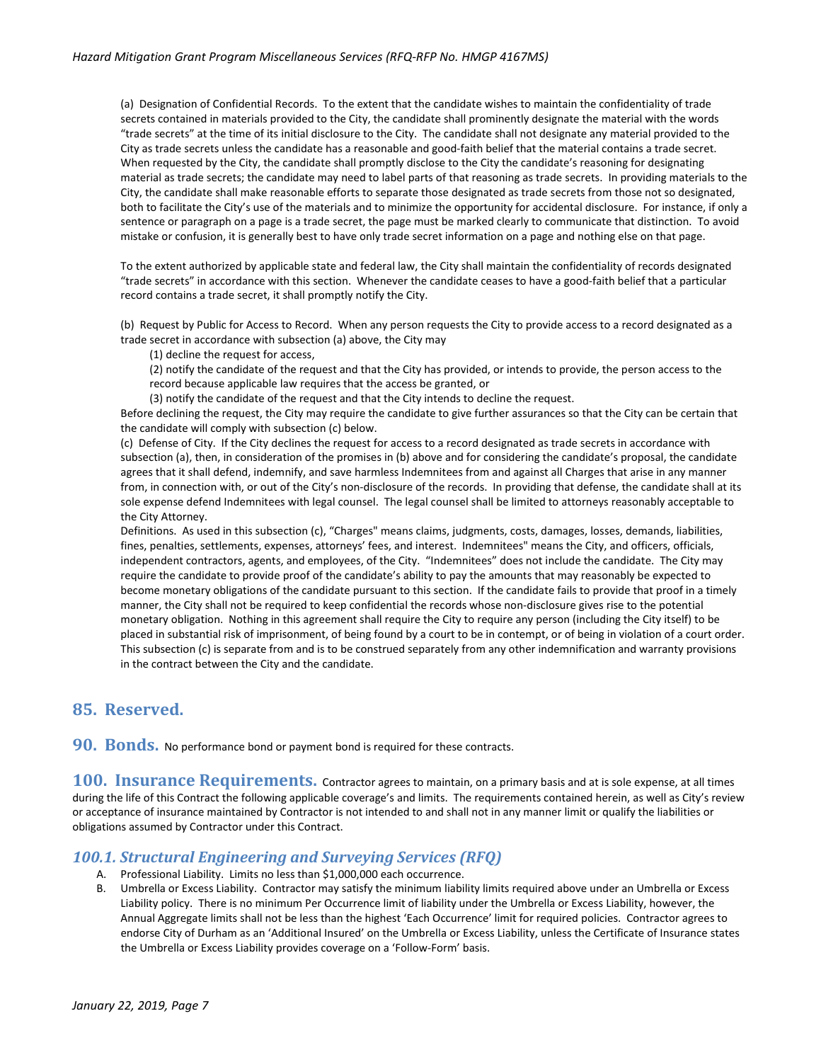(a) Designation of Confidential Records. To the extent that the candidate wishes to maintain the confidentiality of trade secrets contained in materials provided to the City, the candidate shall prominently designate the material with the words "trade secrets" at the time of its initial disclosure to the City. The candidate shall not designate any material provided to the City as trade secrets unless the candidate has a reasonable and good-faith belief that the material contains a trade secret. When requested by the City, the candidate shall promptly disclose to the City the candidate's reasoning for designating material as trade secrets; the candidate may need to label parts of that reasoning as trade secrets. In providing materials to the City, the candidate shall make reasonable efforts to separate those designated as trade secrets from those not so designated, both to facilitate the City's use of the materials and to minimize the opportunity for accidental disclosure. For instance, if only a sentence or paragraph on a page is a trade secret, the page must be marked clearly to communicate that distinction. To avoid mistake or confusion, it is generally best to have only trade secret information on a page and nothing else on that page.

To the extent authorized by applicable state and federal law, the City shall maintain the confidentiality of records designated "trade secrets" in accordance with this section. Whenever the candidate ceases to have a good-faith belief that a particular record contains a trade secret, it shall promptly notify the City.

(b) Request by Public for Access to Record. When any person requests the City to provide access to a record designated as a trade secret in accordance with subsection (a) above, the City may

(1) decline the request for access,

(2) notify the candidate of the request and that the City has provided, or intends to provide, the person access to the record because applicable law requires that the access be granted, or

(3) notify the candidate of the request and that the City intends to decline the request.

Before declining the request, the City may require the candidate to give further assurances so that the City can be certain that the candidate will comply with subsection (c) below.

(c) Defense of City. If the City declines the request for access to a record designated as trade secrets in accordance with subsection (a), then, in consideration of the promises in (b) above and for considering the candidate's proposal, the candidate agrees that it shall defend, indemnify, and save harmless Indemnitees from and against all Charges that arise in any manner from, in connection with, or out of the City's non-disclosure of the records. In providing that defense, the candidate shall at its sole expense defend Indemnitees with legal counsel. The legal counsel shall be limited to attorneys reasonably acceptable to the City Attorney.

Definitions. As used in this subsection (c), "Charges" means claims, judgments, costs, damages, losses, demands, liabilities, fines, penalties, settlements, expenses, attorneys' fees, and interest. Indemnitees" means the City, and officers, officials, independent contractors, agents, and employees, of the City. "Indemnitees" does not include the candidate. The City may require the candidate to provide proof of the candidate's ability to pay the amounts that may reasonably be expected to become monetary obligations of the candidate pursuant to this section. If the candidate fails to provide that proof in a timely manner, the City shall not be required to keep confidential the records whose non-disclosure gives rise to the potential monetary obligation. Nothing in this agreement shall require the City to require any person (including the City itself) to be placed in substantial risk of imprisonment, of being found by a court to be in contempt, or of being in violation of a court order. This subsection (c) is separate from and is to be construed separately from any other indemnification and warranty provisions in the contract between the City and the candidate.

## 85. Reserved.

## 90. Bonds.

No performance bond or payment bond is required for these contracts.

## 100. Insurance Requirements.

Contractor agrees to maintain, on a primary basis and at is sole expense, at all times during the life of this Contract the following applicable coverage's and limits. The requirements contained herein, as well as City's review or acceptance of insurance maintained by Contractor is not intended to and shall not in any manner limit or qualify the liabilities or obligations assumed by Contractor under this Contract.

### *100.1. Structural Engineering and Surveying Services (RFQ)*

A. Professional Liability. Limits no less than $1,000,000 each occurrence.

B. Umbrella or Excess Liability. Contractor may satisfy the minimum liability limits required above under an Umbrella or Excess Liability policy. There is no minimum Per Occurrence limit of liability under the Umbrella or Excess Liability, however, the Annual Aggregate limits shall not be less than the highest 'Each Occurrence' limit for required policies. Contractor agrees to endorse City of Durham as an 'Additional Insured' on the Umbrella or Excess Liability, unless the Certificate of Insurance states the Umbrella or Excess Liability provides coverage on a 'Follow-Form' basis.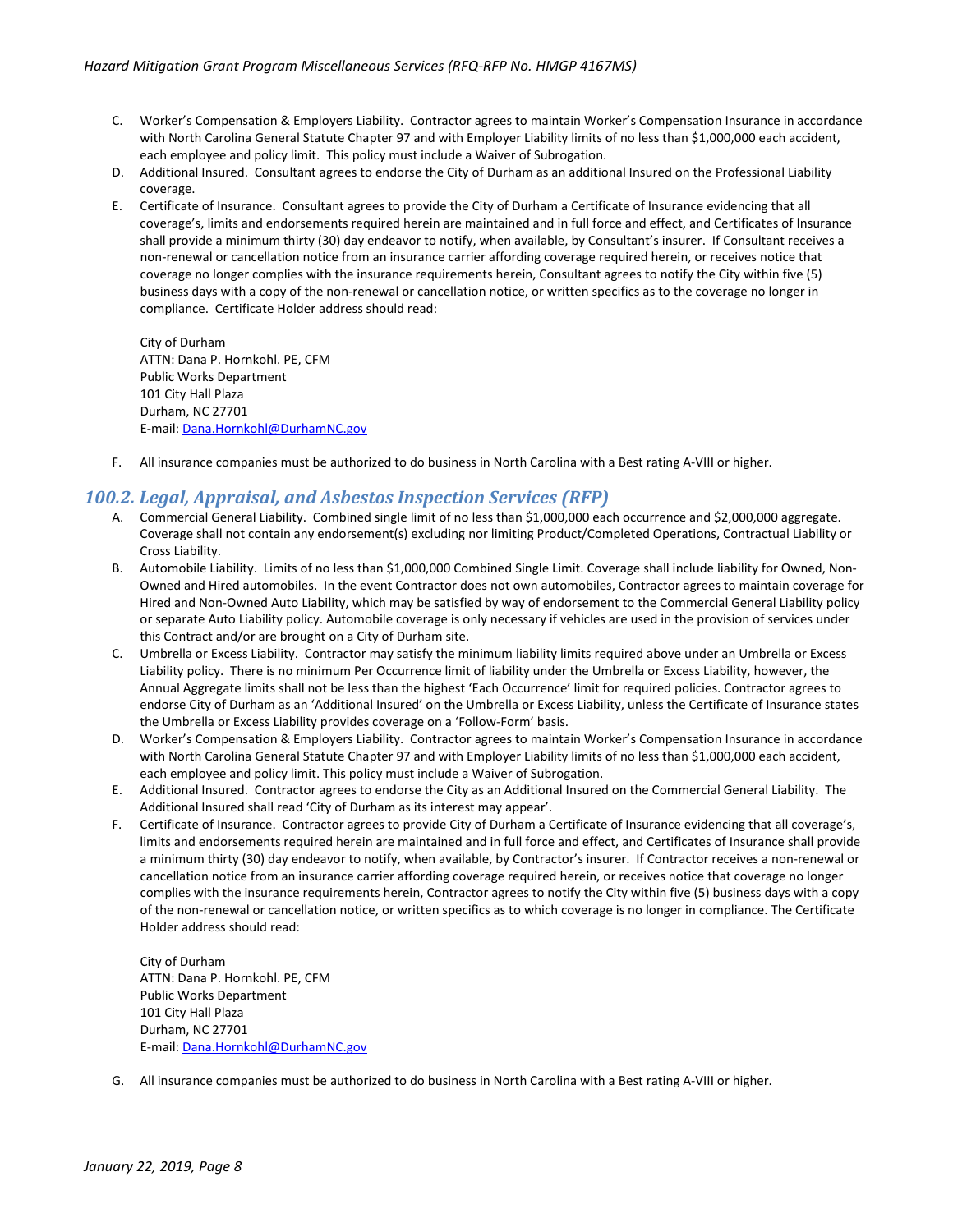C. Worker's Compensation & Employers Liability. Contractor agrees to maintain Worker's Compensation Insurance in accordance with North Carolina General Statute Chapter 97 and with Employer Liability limits of no less than $1,000,000 each accident, each employee and policy limit. This policy must include a Waiver of Subrogation.

D. Additional Insured. Consultant agrees to endorse the City of Durham as an additional Insured on the Professional Liability coverage.

E. Certificate of Insurance. Consultant agrees to provide the City of Durham a Certificate of Insurance evidencing that all coverage's, limits and endorsements required herein are maintained and in full force and effect, and Certificates of Insurance shall provide a minimum thirty (30) day endeavor to notify, when available, by Consultant's insurer. If Consultant receives a non-renewal or cancellation notice from an insurance carrier affording coverage required herein, or receives notice that coverage no longer complies with the insurance requirements herein, Consultant agrees to notify the City within five (5) business days with a copy of the non-renewal or cancellation notice, or written specifics as to the coverage no longer in compliance. Certificate Holder address should read:

   City of Durham
   ATTN: Dana P. Hornkohl. PE, CFM
   Public Works Department
   101 City Hall Plaza
   Durham, NC 27701
   E-mail: Dana.Hornkohl@DurhamNC.gov

F. All insurance companies must be authorized to do business in North Carolina with a Best rating A-VIII or higher.

## 100.2. Legal, Appraisal, and Asbestos Inspection Services (RFP)

A. Commercial General Liability. Combined single limit of no less than $1,000,000 each occurrence and $2,000,000 aggregate. Coverage shall not contain any endorsement(s) excluding nor limiting Product/Completed Operations, Contractual Liability or Cross Liability.

B. Automobile Liability. Limits of no less than $1,000,000 Combined Single Limit. Coverage shall include liability for Owned, Non-Owned and Hired automobiles. In the event Contractor does not own automobiles, Contractor agrees to maintain coverage for Hired and Non-Owned Auto Liability, which may be satisfied by way of endorsement to the Commercial General Liability policy or separate Auto Liability policy. Automobile coverage is only necessary if vehicles are used in the provision of services under this Contract and/or are brought on a City of Durham site.

C. Umbrella or Excess Liability. Contractor may satisfy the minimum liability limits required above under an Umbrella or Excess Liability policy. There is no minimum Per Occurrence limit of liability under the Umbrella or Excess Liability, however, the Annual Aggregate limits shall not be less than the highest 'Each Occurrence' limit for required policies. Contractor agrees to endorse City of Durham as an 'Additional Insured' on the Umbrella or Excess Liability, unless the Certificate of Insurance states the Umbrella or Excess Liability provides coverage on a 'Follow-Form' basis.

D. Worker's Compensation & Employers Liability. Contractor agrees to maintain Worker's Compensation Insurance in accordance with North Carolina General Statute Chapter 97 and with Employer Liability limits of no less than $1,000,000 each accident, each employee and policy limit. This policy must include a Waiver of Subrogation.

E. Additional Insured. Contractor agrees to endorse the City as an Additional Insured on the Commercial General Liability. The Additional Insured shall read 'City of Durham as its interest may appear'.

F. Certificate of Insurance. Contractor agrees to provide City of Durham a Certificate of Insurance evidencing that all coverage's, limits and endorsements required herein are maintained and in full force and effect, and Certificates of Insurance shall provide a minimum thirty (30) day endeavor to notify, when available, by Contractor's insurer. If Contractor receives a non-renewal or cancellation notice from an insurance carrier affording coverage required herein, or receives notice that coverage no longer complies with the insurance requirements herein, Contractor agrees to notify the City within five (5) business days with a copy of the non-renewal or cancellation notice, or written specifics as to which coverage is no longer in compliance. The Certificate Holder address should read:

   City of Durham
   ATTN: Dana P. Hornkohl. PE, CFM
   Public Works Department
   101 City Hall Plaza
   Durham, NC 27701
   E-mail: Dana.Hornkohl@DurhamNC.gov

G. All insurance companies must be authorized to do business in North Carolina with a Best rating A-VIII or higher.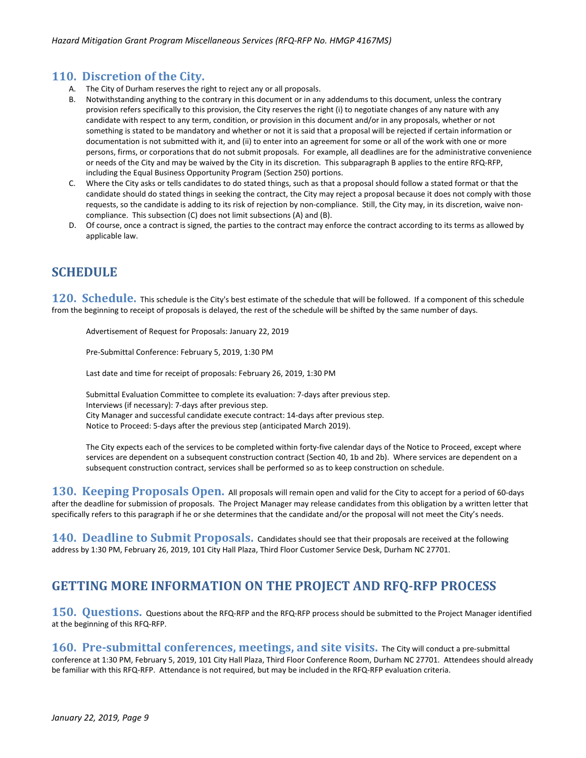## 110. Discretion of the City.

A. The City of Durham reserves the right to reject any or all proposals.

B. Notwithstanding anything to the contrary in this document or in any addendums to this document, unless the contrary provision refers specifically to this provision, the City reserves the right (i) to negotiate changes of any nature with any candidate with respect to any term, condition, or provision in this document and/or in any proposals, whether or not something is stated to be mandatory and whether or not it is said that a proposal will be rejected if certain information or documentation is not submitted with it, and (ii) to enter into an agreement for some or all of the work with one or more persons, firms, or corporations that do not submit proposals. For example, all deadlines are for the administrative convenience or needs of the City and may be waived by the City in its discretion. This subparagraph B applies to the entire RFQ-RFP, including the Equal Business Opportunity Program (Section 250) portions.

C. Where the City asks or tells candidates to do stated things, such as that a proposal should follow a stated format or that the candidate should do stated things in seeking the contract, the City may reject a proposal because it does not comply with those requests, so the candidate is adding to its risk of rejection by non-compliance. Still, the City may, in its discretion, waive non-compliance. This subsection (C) does not limit subsections (A) and (B).

D. Of course, once a contract is signed, the parties to the contract may enforce the contract according to its terms as allowed by applicable law.

# SCHEDULE

**120. Schedule.** This schedule is the City's best estimate of the schedule that will be followed. If a component of this schedule from the beginning to receipt of proposals is delayed, the rest of the schedule will be shifted by the same number of days.

Advertisement of Request for Proposals: January 22, 2019

Pre-Submittal Conference: February 5, 2019, 1:30 PM

Last date and time for receipt of proposals: February 26, 2019, 1:30 PM

Submittal Evaluation Committee to complete its evaluation: 7-days after previous step.
Interviews (if necessary): 7-days after previous step.
City Manager and successful candidate execute contract: 14-days after previous step.
Notice to Proceed: 5-days after the previous step (anticipated March 2019).

The City expects each of the services to be completed within forty-five calendar days of the Notice to Proceed, except where services are dependent on a subsequent construction contract (Section 40, 1b and 2b). Where services are dependent on a subsequent construction contract, services shall be performed so as to keep construction on schedule.

**130. Keeping Proposals Open.** All proposals will remain open and valid for the City to accept for a period of 60-days after the deadline for submission of proposals. The Project Manager may release candidates from this obligation by a written letter that specifically refers to this paragraph if he or she determines that the candidate and/or the proposal will not meet the City's needs.

**140. Deadline to Submit Proposals.** Candidates should see that their proposals are received at the following address by 1:30 PM, February 26, 2019, 101 City Hall Plaza, Third Floor Customer Service Desk, Durham NC 27701.

# GETTING MORE INFORMATION ON THE PROJECT AND RFQ-RFP PROCESS

**150. Questions.** Questions about the RFQ-RFP and the RFQ-RFP process should be submitted to the Project Manager identified at the beginning of this RFQ-RFP.

**160. Pre-submittal conferences, meetings, and site visits.** The City will conduct a pre-submittal conference at 1:30 PM, February 5, 2019, 101 City Hall Plaza, Third Floor Conference Room, Durham NC 27701. Attendees should already be familiar with this RFQ-RFP. Attendance is not required, but may be included in the RFQ-RFP evaluation criteria.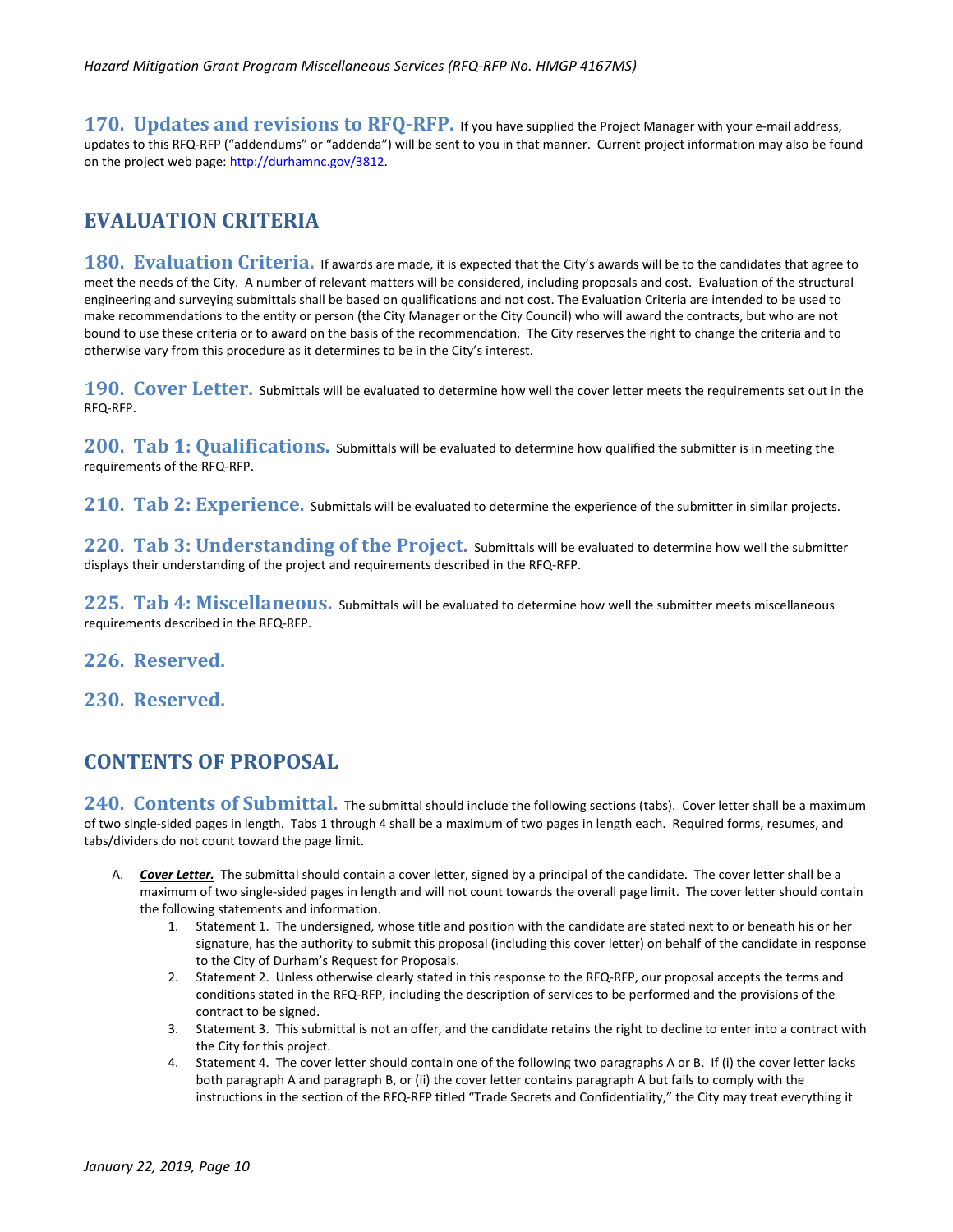**170. Updates and revisions to RFQ-RFP.** If you have supplied the Project Manager with your e-mail address, updates to this RFQ-RFP ("addendums" or "addenda") will be sent to you in that manner. Current project information may also be found on the project web page: http://durhamnc.gov/3812.

## EVALUATION CRITERIA

**180. Evaluation Criteria.** If awards are made, it is expected that the City's awards will be to the candidates that agree to meet the needs of the City. A number of relevant matters will be considered, including proposals and cost. Evaluation of the structural engineering and surveying submittals shall be based on qualifications and not cost. The Evaluation Criteria are intended to be used to make recommendations to the entity or person (the City Manager or the City Council) who will award the contracts, but who are not bound to use these criteria or to award on the basis of the recommendation. The City reserves the right to change the criteria and to otherwise vary from this procedure as it determines to be in the City's interest.

**190. Cover Letter.** Submittals will be evaluated to determine how well the cover letter meets the requirements set out in the RFQ-RFP.

**200. Tab 1: Qualifications.** Submittals will be evaluated to determine how qualified the submitter is in meeting the requirements of the RFQ-RFP.

**210. Tab 2: Experience.** Submittals will be evaluated to determine the experience of the submitter in similar projects.

**220. Tab 3: Understanding of the Project.** Submittals will be evaluated to determine how well the submitter displays their understanding of the project and requirements described in the RFQ-RFP.

**225. Tab 4: Miscellaneous.** Submittals will be evaluated to determine how well the submitter meets miscellaneous requirements described in the RFQ-RFP.

**226. Reserved.**

**230. Reserved.**

## CONTENTS OF PROPOSAL

**240. Contents of Submittal.** The submittal should include the following sections (tabs). Cover letter shall be a maximum of two single-sided pages in length. Tabs 1 through 4 shall be a maximum of two pages in length each. Required forms, resumes, and tabs/dividers do not count toward the page limit.

A. ***Cover Letter.*** The submittal should contain a cover letter, signed by a principal of the candidate. The cover letter shall be a maximum of two single-sided pages in length and will not count towards the overall page limit. The cover letter should contain the following statements and information.

1. Statement 1. The undersigned, whose title and position with the candidate are stated next to or beneath his or her signature, has the authority to submit this proposal (including this cover letter) on behalf of the candidate in response to the City of Durham's Request for Proposals.
2. Statement 2. Unless otherwise clearly stated in this response to the RFQ-RFP, our proposal accepts the terms and conditions stated in the RFQ-RFP, including the description of services to be performed and the provisions of the contract to be signed.
3. Statement 3. This submittal is not an offer, and the candidate retains the right to decline to enter into a contract with the City for this project.
4. Statement 4. The cover letter should contain one of the following two paragraphs A or B. If (i) the cover letter lacks both paragraph A and paragraph B, or (ii) the cover letter contains paragraph A but fails to comply with the instructions in the section of the RFQ-RFP titled "Trade Secrets and Confidentiality," the City may treat everything it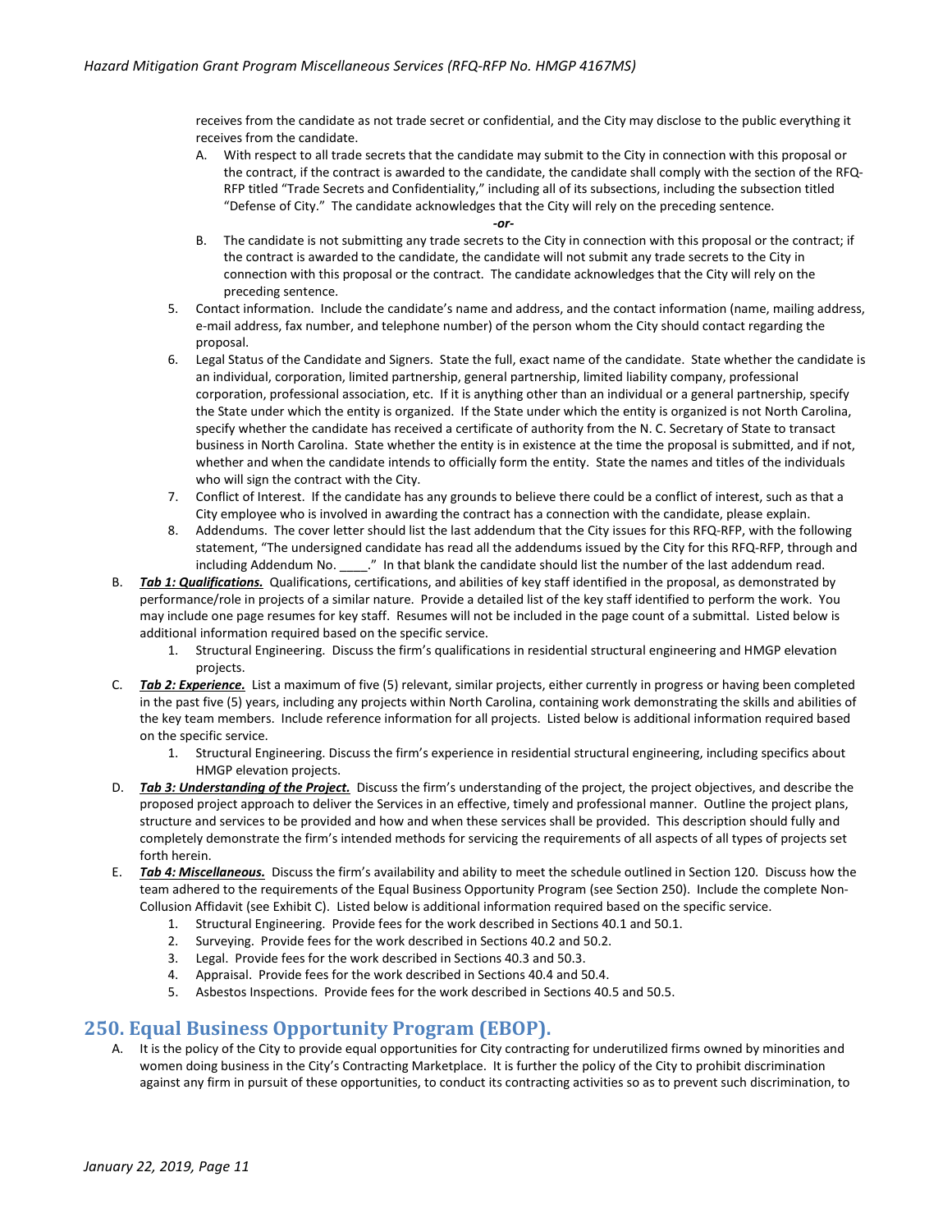receives from the candidate as not trade secret or confidential, and the City may disclose to the public everything it receives from the candidate.

   A. With respect to all trade secrets that the candidate may submit to the City in connection with this proposal or the contract, if the contract is awarded to the candidate, the candidate shall comply with the section of the RFQ-RFP titled "Trade Secrets and Confidentiality," including all of its subsections, including the subsection titled "Defense of City." The candidate acknowledges that the City will rely on the preceding sentence.

   *-or-*

   B. The candidate is not submitting any trade secrets to the City in connection with this proposal or the contract; if the contract is awarded to the candidate, the candidate will not submit any trade secrets to the City in connection with this proposal or the contract. The candidate acknowledges that the City will rely on the preceding sentence.

5. Contact information. Include the candidate's name and address, and the contact information (name, mailing address, e-mail address, fax number, and telephone number) of the person whom the City should contact regarding the proposal.
6. Legal Status of the Candidate and Signers. State the full, exact name of the candidate. State whether the candidate is an individual, corporation, limited partnership, general partnership, limited liability company, professional corporation, professional association, etc. If it is anything other than an individual or a general partnership, specify the State under which the entity is organized. If the State under which the entity is organized is not North Carolina, specify whether the candidate has received a certificate of authority from the N. C. Secretary of State to transact business in North Carolina. State whether the entity is in existence at the time the proposal is submitted, and if not, whether and when the candidate intends to officially form the entity. State the names and titles of the individuals who will sign the contract with the City.
7. Conflict of Interest. If the candidate has any grounds to believe there could be a conflict of interest, such as that a City employee who is involved in awarding the contract has a connection with the candidate, please explain.
8. Addendums. The cover letter should list the last addendum that the City issues for this RFQ-RFP, with the following statement, "The undersigned candidate has read all the addendums issued by the City for this RFQ-RFP, through and including Addendum No. ____." In that blank the candidate should list the number of the last addendum read.

B. ***Tab 1: Qualifications.*** Qualifications, certifications, and abilities of key staff identified in the proposal, as demonstrated by performance/role in projects of a similar nature. Provide a detailed list of the key staff identified to perform the work. You may include one page resumes for key staff. Resumes will not be included in the page count of a submittal. Listed below is additional information required based on the specific service.
   1. Structural Engineering. Discuss the firm's qualifications in residential structural engineering and HMGP elevation projects.

C. ***Tab 2: Experience.*** List a maximum of five (5) relevant, similar projects, either currently in progress or having been completed in the past five (5) years, including any projects within North Carolina, containing work demonstrating the skills and abilities of the key team members. Include reference information for all projects. Listed below is additional information required based on the specific service.
   1. Structural Engineering. Discuss the firm's experience in residential structural engineering, including specifics about HMGP elevation projects.

D. ***Tab 3: Understanding of the Project.*** Discuss the firm's understanding of the project, the project objectives, and describe the proposed project approach to deliver the Services in an effective, timely and professional manner. Outline the project plans, structure and services to be provided and how and when these services shall be provided. This description should fully and completely demonstrate the firm's intended methods for servicing the requirements of all aspects of all types of projects set forth herein.

E. ***Tab 4: Miscellaneous.*** Discuss the firm's availability and ability to meet the schedule outlined in Section 120. Discuss how the team adhered to the requirements of the Equal Business Opportunity Program (see Section 250). Include the complete Non-Collusion Affidavit (see Exhibit C). Listed below is additional information required based on the specific service.
   1. Structural Engineering. Provide fees for the work described in Sections 40.1 and 50.1.
   2. Surveying. Provide fees for the work described in Sections 40.2 and 50.2.
   3. Legal. Provide fees for the work described in Sections 40.3 and 50.3.
   4. Appraisal. Provide fees for the work described in Sections 40.4 and 50.4.
   5. Asbestos Inspections. Provide fees for the work described in Sections 40.5 and 50.5.

## 250. Equal Business Opportunity Program (EBOP).

A. It is the policy of the City to provide equal opportunities for City contracting for underutilized firms owned by minorities and women doing business in the City's Contracting Marketplace. It is further the policy of the City to prohibit discrimination against any firm in pursuit of these opportunities, to conduct its contracting activities so as to prevent such discrimination, to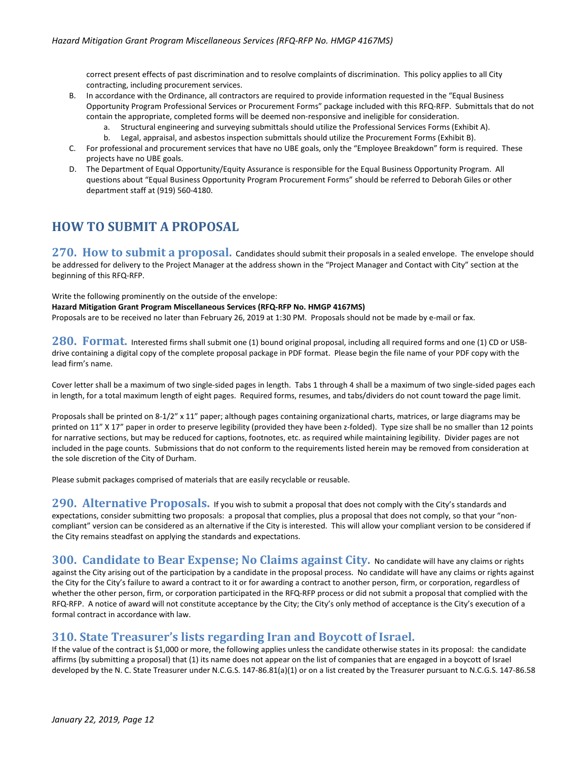correct present effects of past discrimination and to resolve complaints of discrimination. This policy applies to all City contracting, including procurement services.

B. In accordance with the Ordinance, all contractors are required to provide information requested in the "Equal Business Opportunity Program Professional Services or Procurement Forms" package included with this RFQ-RFP. Submittals that do not contain the appropriate, completed forms will be deemed non-responsive and ineligible for consideration.
   a. Structural engineering and surveying submittals should utilize the Professional Services Forms (Exhibit A).
   b. Legal, appraisal, and asbestos inspection submittals should utilize the Procurement Forms (Exhibit B).

C. For professional and procurement services that have no UBE goals, only the "Employee Breakdown" form is required. These projects have no UBE goals.

D. The Department of Equal Opportunity/Equity Assurance is responsible for the Equal Business Opportunity Program. All questions about "Equal Business Opportunity Program Procurement Forms" should be referred to Deborah Giles or other department staff at (919) 560-4180.

# HOW TO SUBMIT A PROPOSAL

**270. How to submit a proposal.** Candidates should submit their proposals in a sealed envelope. The envelope should be addressed for delivery to the Project Manager at the address shown in the "Project Manager and Contact with City" section at the beginning of this RFQ-RFP.

Write the following prominently on the outside of the envelope:
**Hazard Mitigation Grant Program Miscellaneous Services (RFQ-RFP No. HMGP 4167MS)**
Proposals are to be received no later than February 26, 2019 at 1:30 PM. Proposals should not be made by e-mail or fax.

**280. Format.** Interested firms shall submit one (1) bound original proposal, including all required forms and one (1) CD or USB-drive containing a digital copy of the complete proposal package in PDF format. Please begin the file name of your PDF copy with the lead firm's name.

Cover letter shall be a maximum of two single-sided pages in length. Tabs 1 through 4 shall be a maximum of two single-sided pages each in length, for a total maximum length of eight pages. Required forms, resumes, and tabs/dividers do not count toward the page limit.

Proposals shall be printed on 8-1/2" x 11" paper; although pages containing organizational charts, matrices, or large diagrams may be printed on 11" X 17" paper in order to preserve legibility (provided they have been z-folded). Type size shall be no smaller than 12 points for narrative sections, but may be reduced for captions, footnotes, etc. as required while maintaining legibility. Divider pages are not included in the page counts. Submissions that do not conform to the requirements listed herein may be removed from consideration at the sole discretion of the City of Durham.

Please submit packages comprised of materials that are easily recyclable or reusable.

**290. Alternative Proposals.** If you wish to submit a proposal that does not comply with the City's standards and expectations, consider submitting two proposals: a proposal that complies, plus a proposal that does not comply, so that your "non-compliant" version can be considered as an alternative if the City is interested. This will allow your compliant version to be considered if the City remains steadfast on applying the standards and expectations.

**300. Candidate to Bear Expense; No Claims against City.** No candidate will have any claims or rights against the City arising out of the participation by a candidate in the proposal process. No candidate will have any claims or rights against the City for the City's failure to award a contract to it or for awarding a contract to another person, firm, or corporation, regardless of whether the other person, firm, or corporation participated in the RFQ-RFP process or did not submit a proposal that complied with the RFQ-RFP. A notice of award will not constitute acceptance by the City; the City's only method of acceptance is the City's execution of a formal contract in accordance with law.

## 310. State Treasurer's lists regarding Iran and Boycott of Israel.

If the value of the contract is $1,000 or more, the following applies unless the candidate otherwise states in its proposal: the candidate affirms (by submitting a proposal) that (1) its name does not appear on the list of companies that are engaged in a boycott of Israel developed by the N. C. State Treasurer under N.C.G.S. 147-86.81(a)(1) or on a list created by the Treasurer pursuant to N.C.G.S. 147-86.58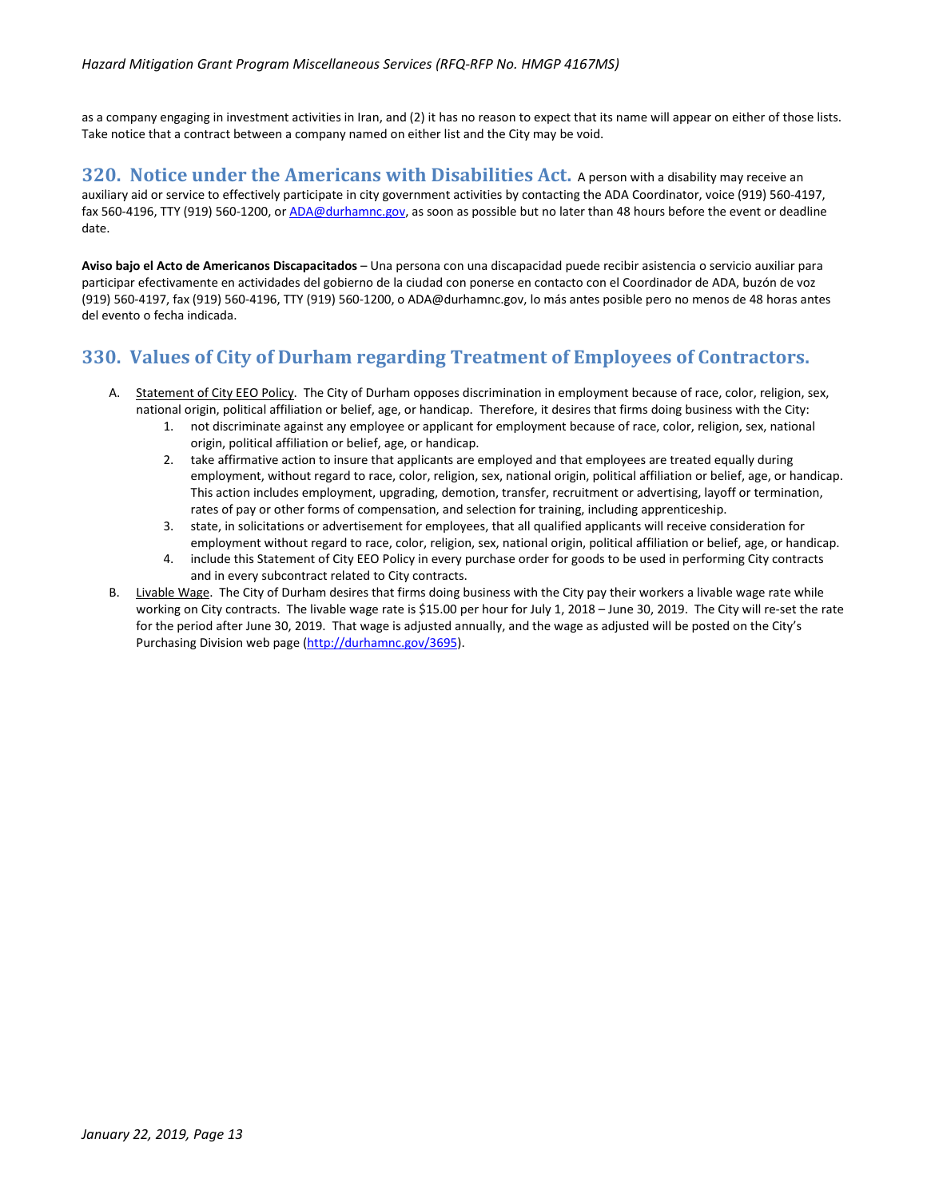as a company engaging in investment activities in Iran, and (2) it has no reason to expect that its name will appear on either of those lists. Take notice that a contract between a company named on either list and the City may be void.

## 320. Notice under the Americans with Disabilities Act.

A person with a disability may receive an auxiliary aid or service to effectively participate in city government activities by contacting the ADA Coordinator, voice (919) 560-4197, fax 560-4196, TTY (919) 560-1200, or [ADA@durhamnc.gov](mailto:ADA@durhamnc.gov), as soon as possible but no later than 48 hours before the event or deadline date.

**Aviso bajo el Acto de Americanos Discapacitados** – Una persona con una discapacidad puede recibir asistencia o servicio auxiliar para participar efectivamente en actividades del gobierno de la ciudad con ponerse en contacto con el Coordinador de ADA, buzón de voz (919) 560-4197, fax (919) 560-4196, TTY (919) 560-1200, o ADA@durhamnc.gov, lo más antes posible pero no menos de 48 horas antes del evento o fecha indicada.

## 330. Values of City of Durham regarding Treatment of Employees of Contractors.

A. Statement of City EEO Policy. The City of Durham opposes discrimination in employment because of race, color, religion, sex, national origin, political affiliation or belief, age, or handicap. Therefore, it desires that firms doing business with the City:
   1. not discriminate against any employee or applicant for employment because of race, color, religion, sex, national origin, political affiliation or belief, age, or handicap.
   2. take affirmative action to insure that applicants are employed and that employees are treated equally during employment, without regard to race, color, religion, sex, national origin, political affiliation or belief, age, or handicap. This action includes employment, upgrading, demotion, transfer, recruitment or advertising, layoff or termination, rates of pay or other forms of compensation, and selection for training, including apprenticeship.
   3. state, in solicitations or advertisement for employees, that all qualified applicants will receive consideration for employment without regard to race, color, religion, sex, national origin, political affiliation or belief, age, or handicap.
   4. include this Statement of City EEO Policy in every purchase order for goods to be used in performing City contracts and in every subcontract related to City contracts.

B. Livable Wage. The City of Durham desires that firms doing business with the City pay their workers a livable wage rate while working on City contracts. The livable wage rate is $15.00 per hour for July 1, 2018 – June 30, 2019. The City will re-set the rate for the period after June 30, 2019. That wage is adjusted annually, and the wage as adjusted will be posted on the City's Purchasing Division web page ([http://durhamnc.gov/3695](http://durhamnc.gov/3695)).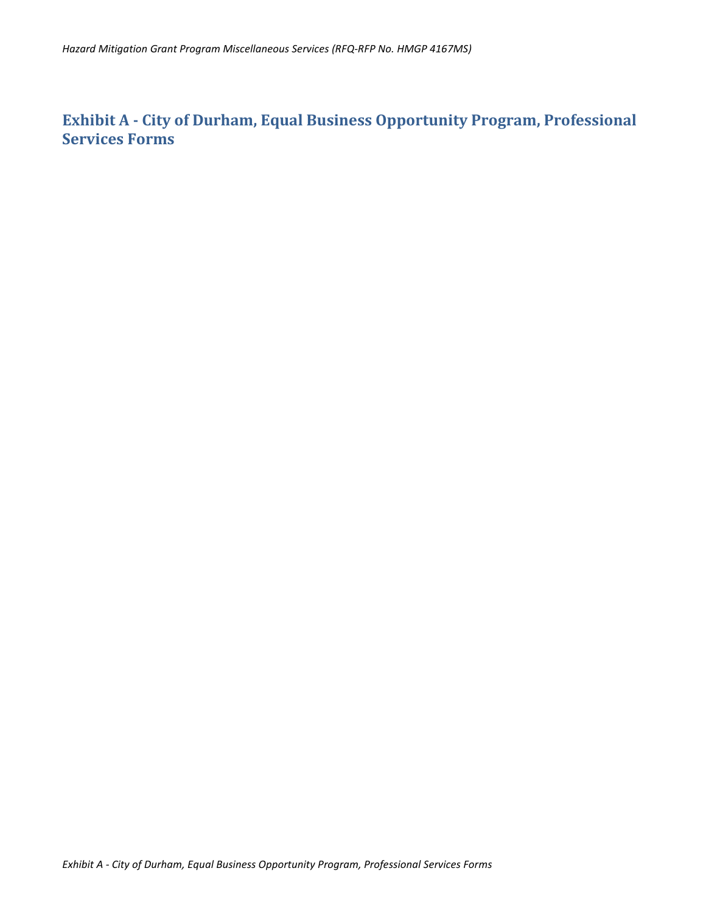# Exhibit A - City of Durham, Equal Business Opportunity Program, Professional Services Forms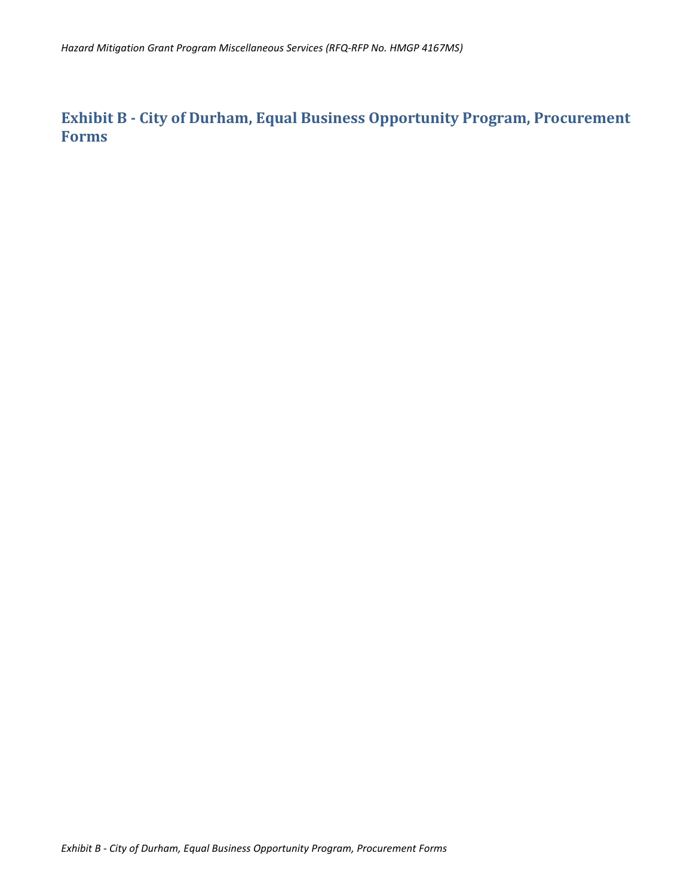# Exhibit B - City of Durham, Equal Business Opportunity Program, Procurement Forms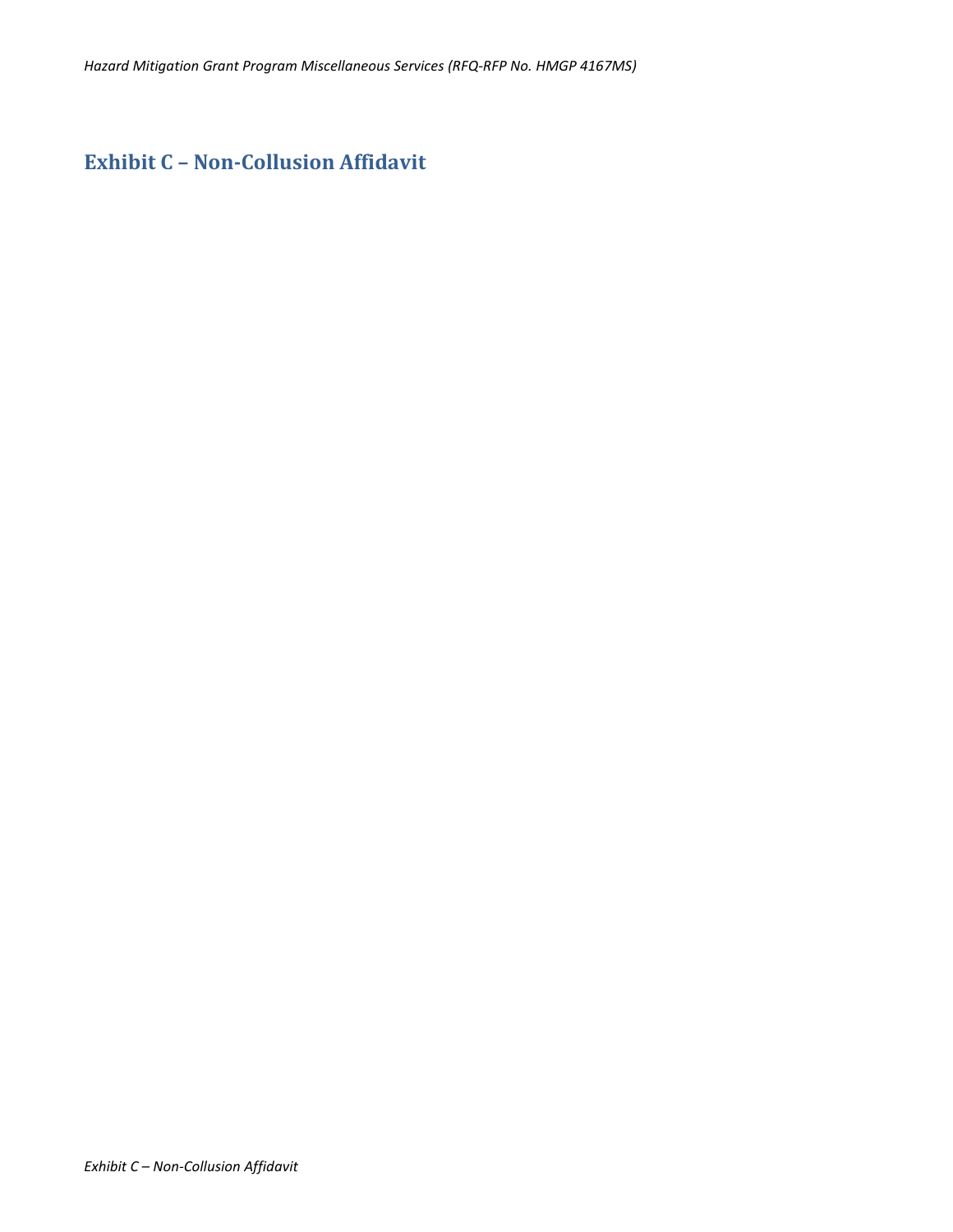## Exhibit C – Non-Collusion Affidavit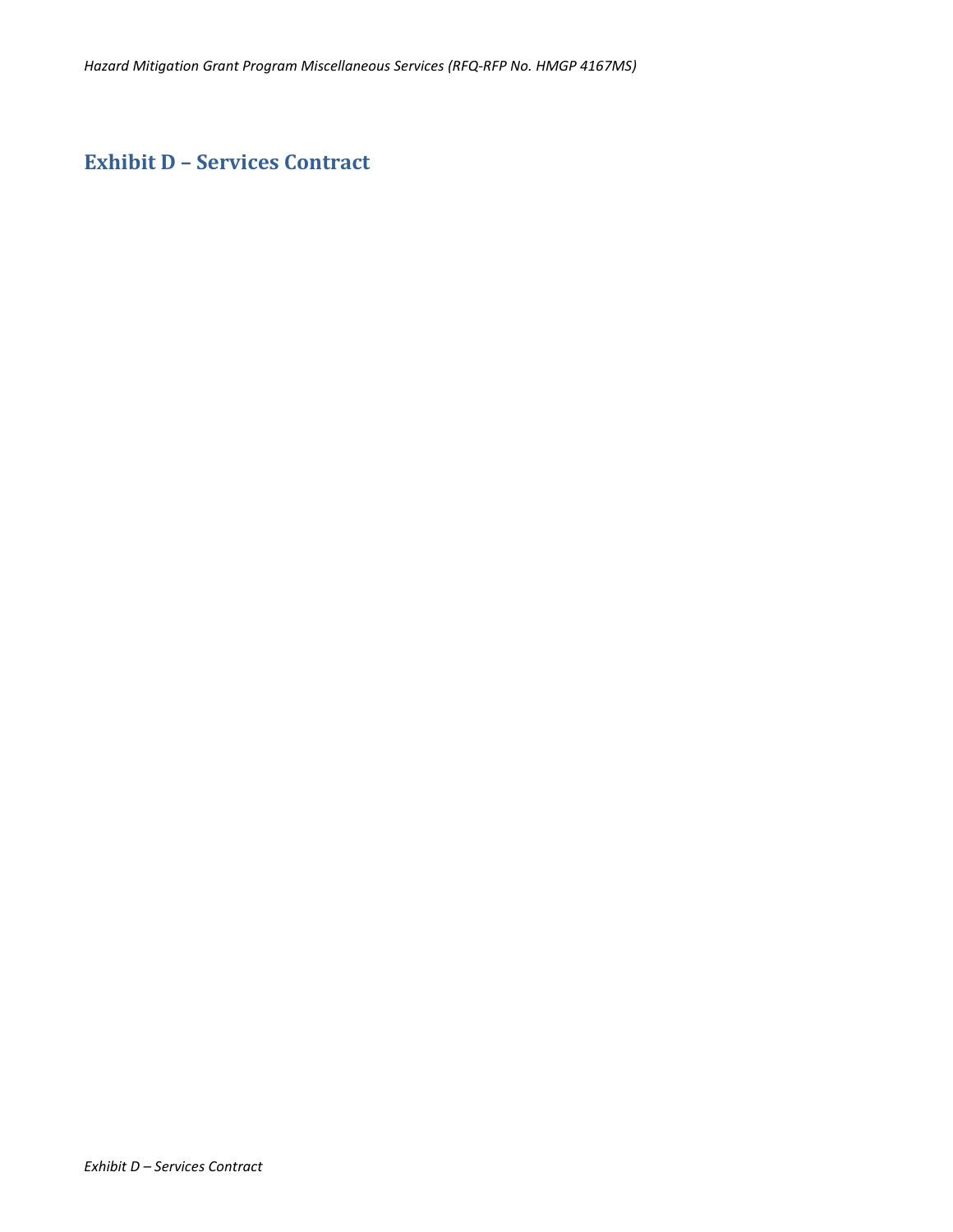## Exhibit D – Services Contract